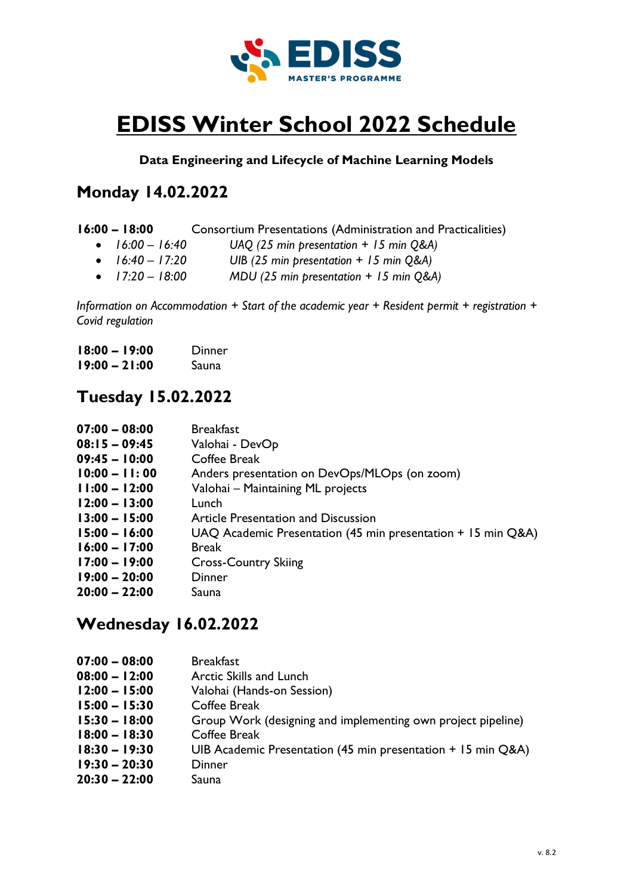EDISS MASTER'S PROGRAMME

# EDISS Winter School 2022 Schedule

**Data Engineering and Lifecycle of Machine Learning Models**

## Monday 14.02.2022

**16:00 – 18:00** Consortium Presentations (Administration and Practicalities)

- *16:00 – 16:40* *UAQ (25 min presentation + 15 min Q&A)*
- *16:40 – 17:20* *UIB (25 min presentation + 15 min Q&A)*
- *17:20 – 18:00* *MDU (25 min presentation + 15 min Q&A)*

*Information on Accommodation + Start of the academic year + Resident permit + registration + Covid regulation*

**18:00 – 19:00** Dinner
**19:00 – 21:00** Sauna

## Tuesday 15.02.2022

**07:00 – 08:00** Breakfast
**08:15 – 09:45** Valohai - DevOp
**09:45 – 10:00** Coffee Break
**10:00 – 11: 00** Anders presentation on DevOps/MLOps (on zoom)
**11:00 – 12:00** Valohai – Maintaining ML projects
**12:00 – 13:00** Lunch
**13:00 – 15:00** Article Presentation and Discussion
**15:00 – 16:00** UAQ Academic Presentation (45 min presentation + 15 min Q&A)
**16:00 – 17:00** Break
**17:00 – 19:00** Cross-Country Skiing
**19:00 – 20:00** Dinner
**20:00 – 22:00** Sauna

## Wednesday 16.02.2022

**07:00 – 08:00** Breakfast
**08:00 – 12:00** Arctic Skills and Lunch
**12:00 – 15:00** Valohai (Hands-on Session)
**15:00 – 15:30** Coffee Break
**15:30 – 18:00** Group Work (designing and implementing own project pipeline)
**18:00 – 18:30** Coffee Break
**18:30 – 19:30** UIB Academic Presentation (45 min presentation + 15 min Q&A)
**19:30 – 20:30** Dinner
**20:30 – 22:00** Sauna

v. 8.2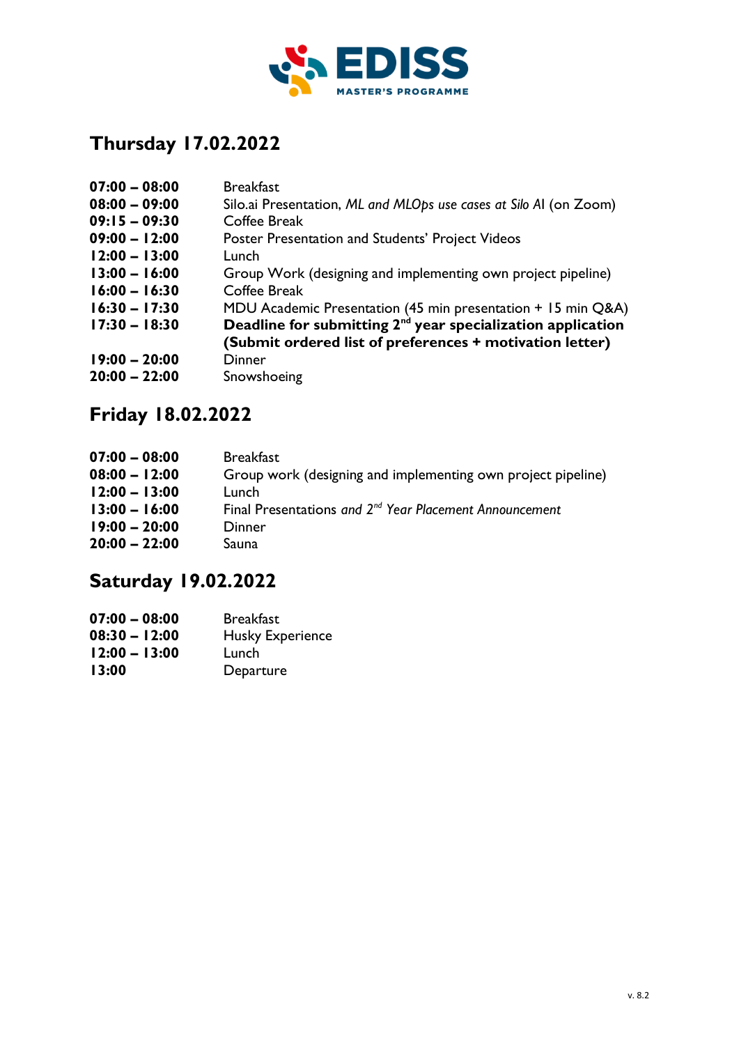## Thursday 17.02.2022

| | |
|---|---|
| **07:00 – 08:00** | Breakfast |
| **08:00 – 09:00** | Silo.ai Presentation, *ML and MLOps use cases at Silo AI* (on Zoom) |
| **09:15 – 09:30** | Coffee Break |
| **09:00 – 12:00** | Poster Presentation and Students' Project Videos |
| **12:00 – 13:00** | Lunch |
| **13:00 – 16:00** | Group Work (designing and implementing own project pipeline) |
| **16:00 – 16:30** | Coffee Break |
| **16:30 – 17:30** | MDU Academic Presentation (45 min presentation + 15 min Q&A) |
| **17:30 – 18:30** | **Deadline for submitting 2nd year specialization application (Submit ordered list of preferences + motivation letter)** |
| **19:00 – 20:00** | Dinner |
| **20:00 – 22:00** | Snowshoeing |

## Friday 18.02.2022

| | |
|---|---|
| **07:00 – 08:00** | Breakfast |
| **08:00 – 12:00** | Group work (designing and implementing own project pipeline) |
| **12:00 – 13:00** | Lunch |
| **13:00 – 16:00** | Final Presentations *and 2nd Year Placement Announcement* |
| **19:00 – 20:00** | Dinner |
| **20:00 – 22:00** | Sauna |

## Saturday 19.02.2022

| | |
|---|---|
| **07:00 – 08:00** | Breakfast |
| **08:30 – 12:00** | Husky Experience |
| **12:00 – 13:00** | Lunch |
| **13:00** | Departure |

v. 8.2